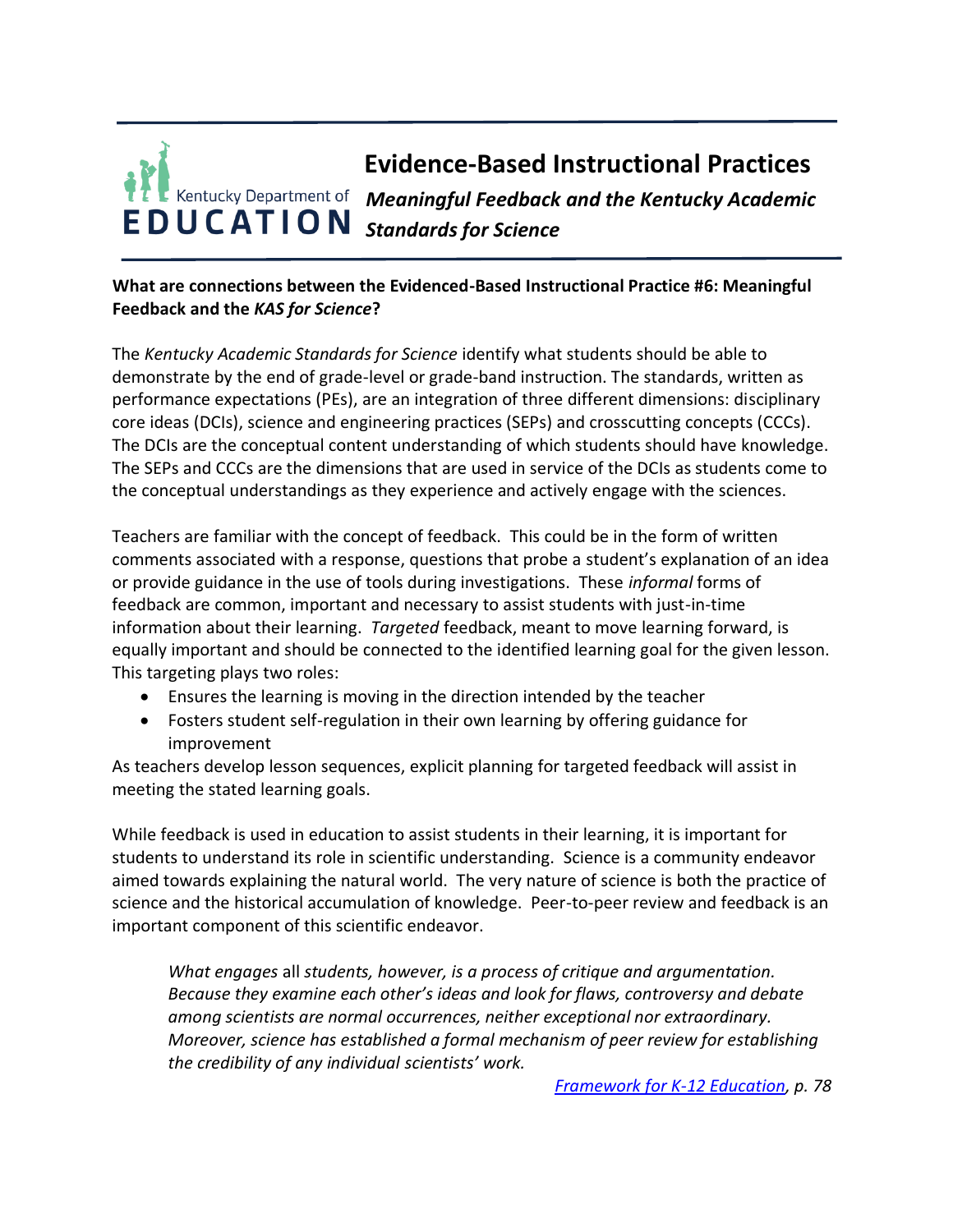Kentucky Department of EDUCATION

# Evidence-Based Instructional Practices

## *Meaningful Feedback and the Kentucky Academic Standards for Science*

**What are connections between the Evidenced-Based Instructional Practice #6: Meaningful Feedback and the *KAS for Science*?**

The *Kentucky Academic Standards for Science* identify what students should be able to demonstrate by the end of grade-level or grade-band instruction. The standards, written as performance expectations (PEs), are an integration of three different dimensions: disciplinary core ideas (DCIs), science and engineering practices (SEPs) and crosscutting concepts (CCCs). The DCIs are the conceptual content understanding of which students should have knowledge. The SEPs and CCCs are the dimensions that are used in service of the DCIs as students come to the conceptual understandings as they experience and actively engage with the sciences.

Teachers are familiar with the concept of feedback. This could be in the form of written comments associated with a response, questions that probe a student's explanation of an idea or provide guidance in the use of tools during investigations. These *informal* forms of feedback are common, important and necessary to assist students with just-in-time information about their learning. *Targeted* feedback, meant to move learning forward, is equally important and should be connected to the identified learning goal for the given lesson. This targeting plays two roles:

- Ensures the learning is moving in the direction intended by the teacher
- Fosters student self-regulation in their own learning by offering guidance for improvement

As teachers develop lesson sequences, explicit planning for targeted feedback will assist in meeting the stated learning goals.

While feedback is used in education to assist students in their learning, it is important for students to understand its role in scientific understanding. Science is a community endeavor aimed towards explaining the natural world. The very nature of science is both the practice of science and the historical accumulation of knowledge. Peer-to-peer review and feedback is an important component of this scientific endeavor.

> *What engages* all *students, however, is a process of critique and argumentation. Because they examine each other's ideas and look for flaws, controversy and debate among scientists are normal occurrences, neither exceptional nor extraordinary. Moreover, science has established a formal mechanism of peer review for establishing the credibility of any individual scientists' work.*
>
> *Framework for K-12 Education, p. 78*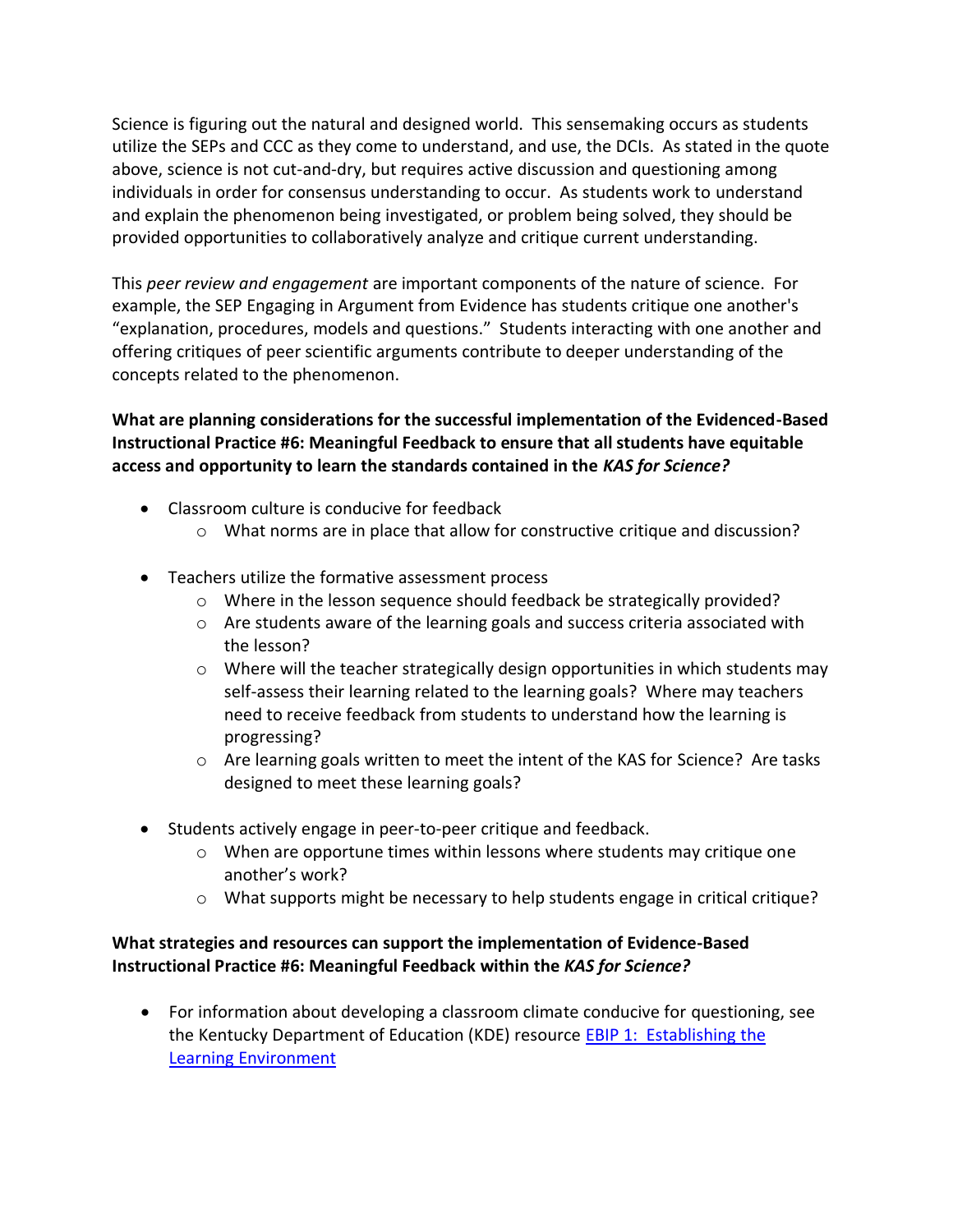Science is figuring out the natural and designed world. This sensemaking occurs as students utilize the SEPs and CCC as they come to understand, and use, the DCIs. As stated in the quote above, science is not cut-and-dry, but requires active discussion and questioning among individuals in order for consensus understanding to occur. As students work to understand and explain the phenomenon being investigated, or problem being solved, they should be provided opportunities to collaboratively analyze and critique current understanding.

This *peer review and engagement* are important components of the nature of science. For example, the SEP Engaging in Argument from Evidence has students critique one another's "explanation, procedures, models and questions." Students interacting with one another and offering critiques of peer scientific arguments contribute to deeper understanding of the concepts related to the phenomenon.

**What are planning considerations for the successful implementation of the Evidenced-Based Instructional Practice #6: Meaningful Feedback to ensure that all students have equitable access and opportunity to learn the standards contained in the *KAS for Science?***

- Classroom culture is conducive for feedback
  - What norms are in place that allow for constructive critique and discussion?
- Teachers utilize the formative assessment process
  - Where in the lesson sequence should feedback be strategically provided?
  - Are students aware of the learning goals and success criteria associated with the lesson?
  - Where will the teacher strategically design opportunities in which students may self-assess their learning related to the learning goals? Where may teachers need to receive feedback from students to understand how the learning is progressing?
  - Are learning goals written to meet the intent of the KAS for Science? Are tasks designed to meet these learning goals?
- Students actively engage in peer-to-peer critique and feedback.
  - When are opportune times within lessons where students may critique one another's work?
  - What supports might be necessary to help students engage in critical critique?

**What strategies and resources can support the implementation of Evidence-Based Instructional Practice #6: Meaningful Feedback within the *KAS for Science?***

- For information about developing a classroom climate conducive for questioning, see the Kentucky Department of Education (KDE) resource [EBIP 1: Establishing the Learning Environment]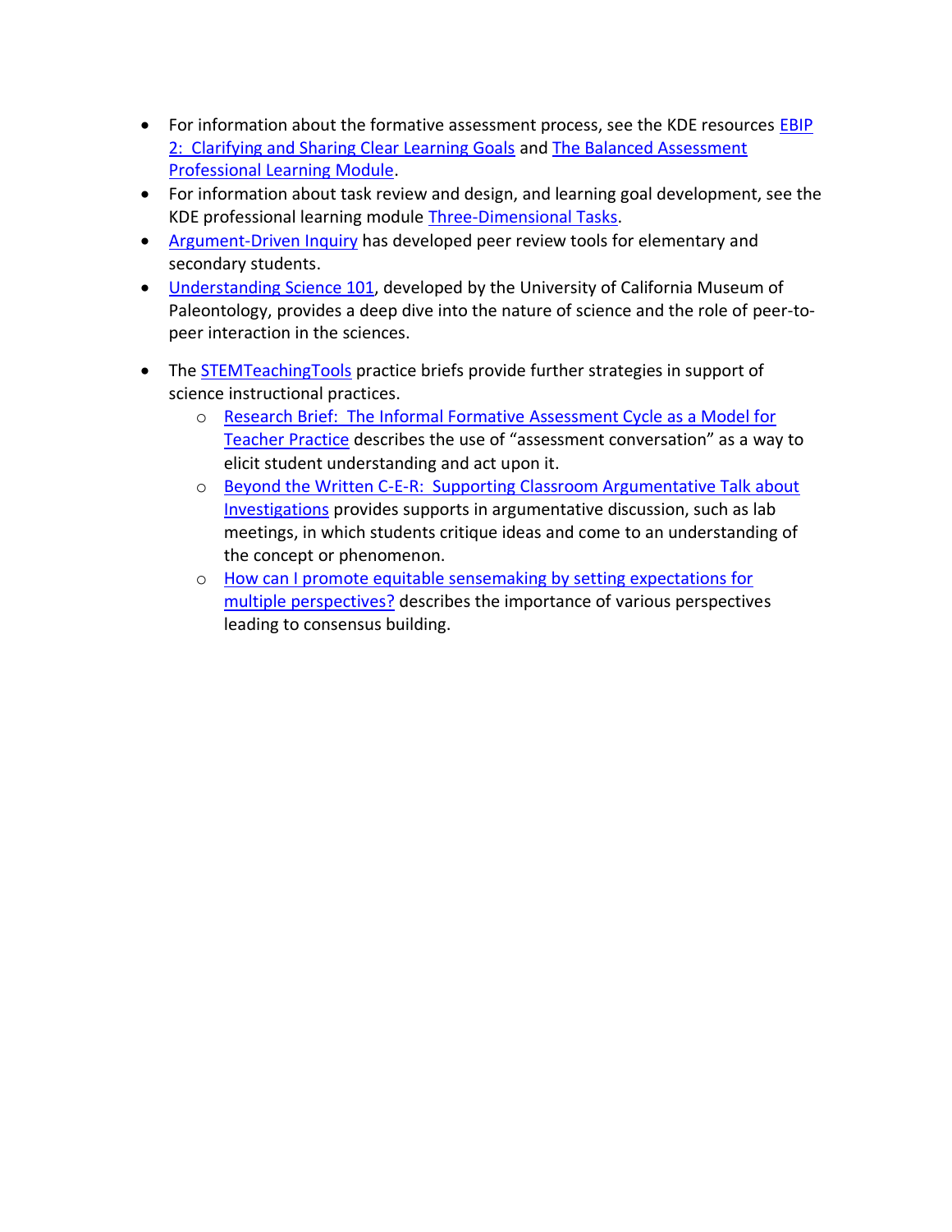- For information about the formative assessment process, see the KDE resources EBIP 2: Clarifying and Sharing Clear Learning Goals and The Balanced Assessment Professional Learning Module.
- For information about task review and design, and learning goal development, see the KDE professional learning module Three-Dimensional Tasks.
- Argument-Driven Inquiry has developed peer review tools for elementary and secondary students.
- Understanding Science 101, developed by the University of California Museum of Paleontology, provides a deep dive into the nature of science and the role of peer-to-peer interaction in the sciences.
- The STEMTeachingTools practice briefs provide further strategies in support of science instructional practices.
  - Research Brief: The Informal Formative Assessment Cycle as a Model for Teacher Practice describes the use of "assessment conversation" as a way to elicit student understanding and act upon it.
  - Beyond the Written C-E-R: Supporting Classroom Argumentative Talk about Investigations provides supports in argumentative discussion, such as lab meetings, in which students critique ideas and come to an understanding of the concept or phenomenon.
  - How can I promote equitable sensemaking by setting expectations for multiple perspectives? describes the importance of various perspectives leading to consensus building.